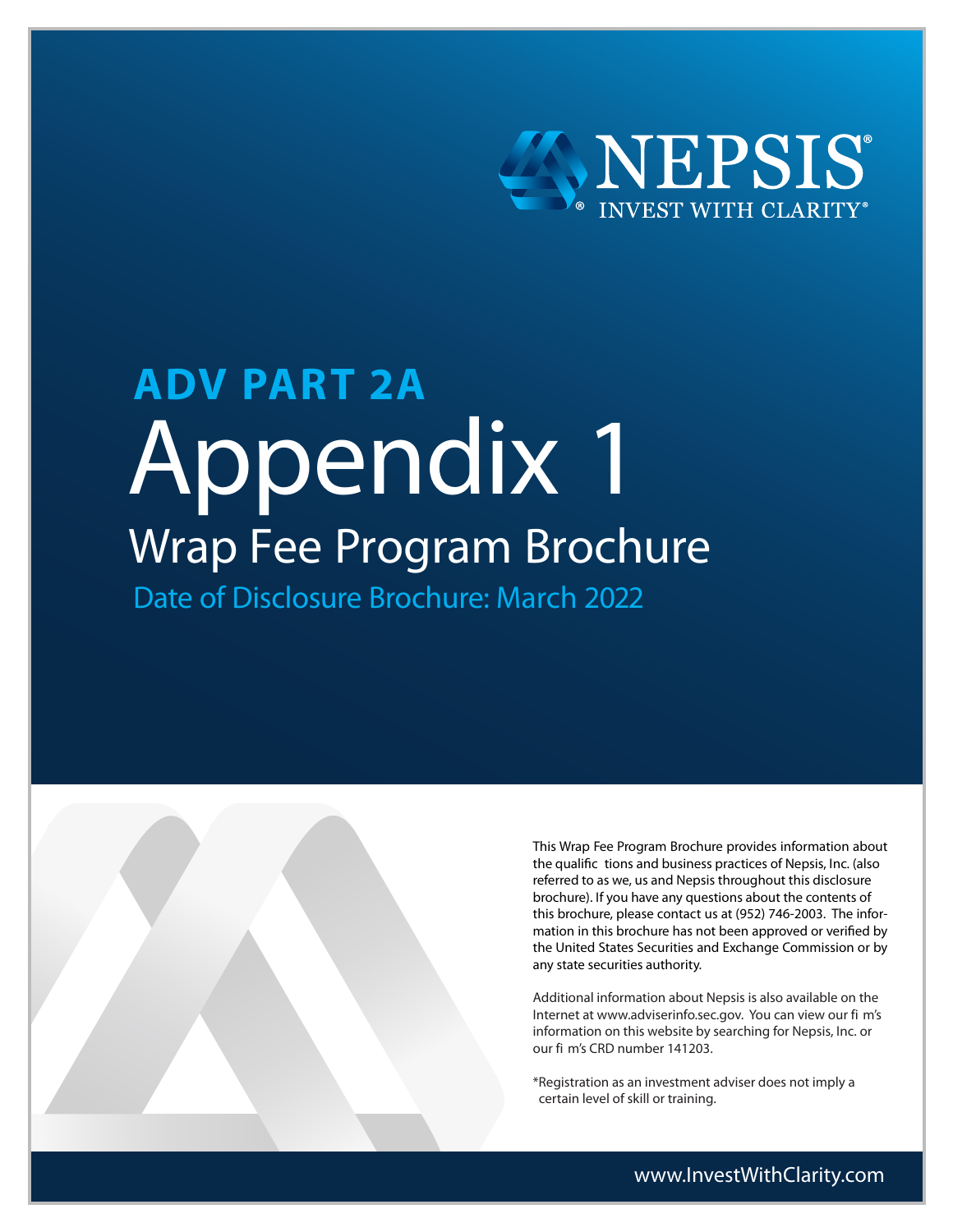NEPSIS®

INVEST WITH CLARITY®

# ADV PART 2A

# Appendix 1

## Wrap Fee Program Brochure

Date of Disclosure Brochure: March 2022

This Wrap Fee Program Brochure provides information about the qualific tions and business practices of Nepsis, Inc. (also referred to as we, us and Nepsis throughout this disclosure brochure). If you have any questions about the contents of this brochure, please contact us at (952) 746-2003. The information in this brochure has not been approved or verified by the United States Securities and Exchange Commission or by any state securities authority.

Additional information about Nepsis is also available on the Internet at www.adviserinfo.sec.gov. You can view our fi m's information on this website by searching for Nepsis, Inc. or our fi m's CRD number 141203.

*Registration as an investment adviser does not imply a certain level of skill or training.

www.InvestWithClarity.com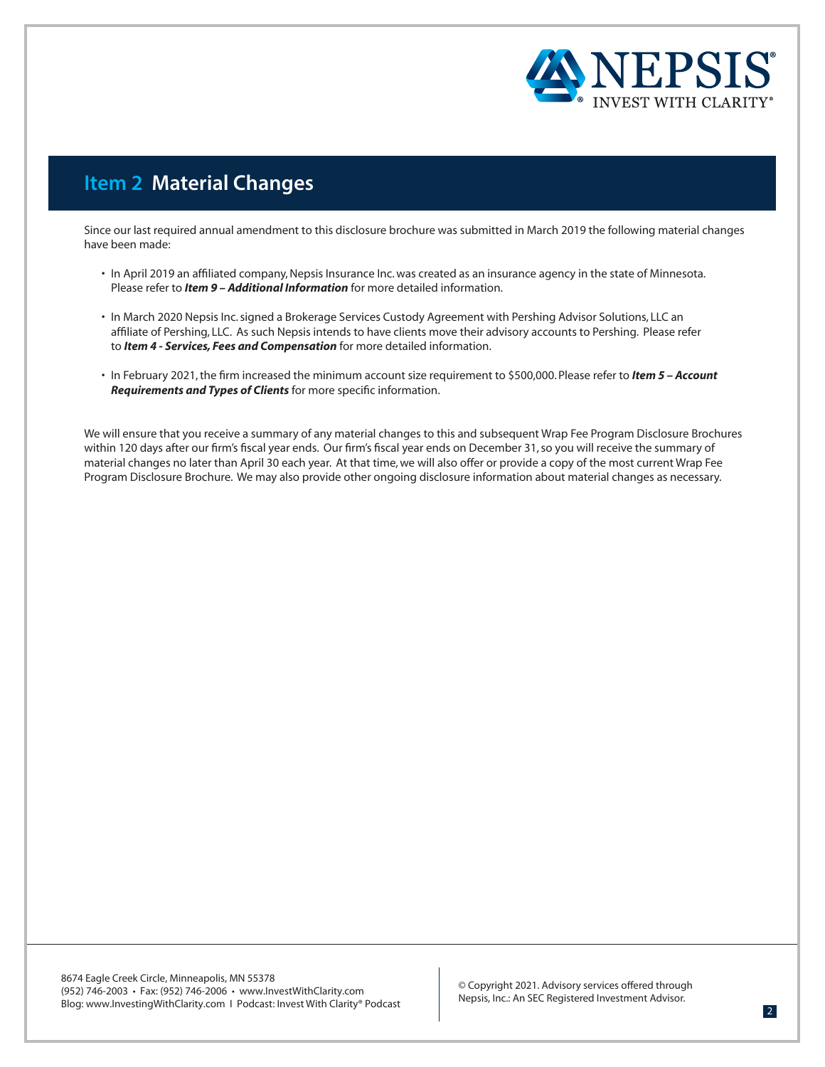## Item 2 Material Changes

Since our last required annual amendment to this disclosure brochure was submitted in March 2019 the following material changes have been made:

- In April 2019 an affiliated company, Nepsis Insurance Inc. was created as an insurance agency in the state of Minnesota. Please refer to ***Item 9 – Additional Information*** for more detailed information.
- In March 2020 Nepsis Inc. signed a Brokerage Services Custody Agreement with Pershing Advisor Solutions, LLC an affiliate of Pershing, LLC. As such Nepsis intends to have clients move their advisory accounts to Pershing. Please refer to ***Item 4 - Services, Fees and Compensation*** for more detailed information.
- In February 2021, the firm increased the minimum account size requirement to $500,000. Please refer to ***Item 5 – Account Requirements and Types of Clients*** for more specific information.

We will ensure that you receive a summary of any material changes to this and subsequent Wrap Fee Program Disclosure Brochures within 120 days after our firm's fiscal year ends. Our firm's fiscal year ends on December 31, so you will receive the summary of material changes no later than April 30 each year. At that time, we will also offer or provide a copy of the most current Wrap Fee Program Disclosure Brochure. We may also provide other ongoing disclosure information about material changes as necessary.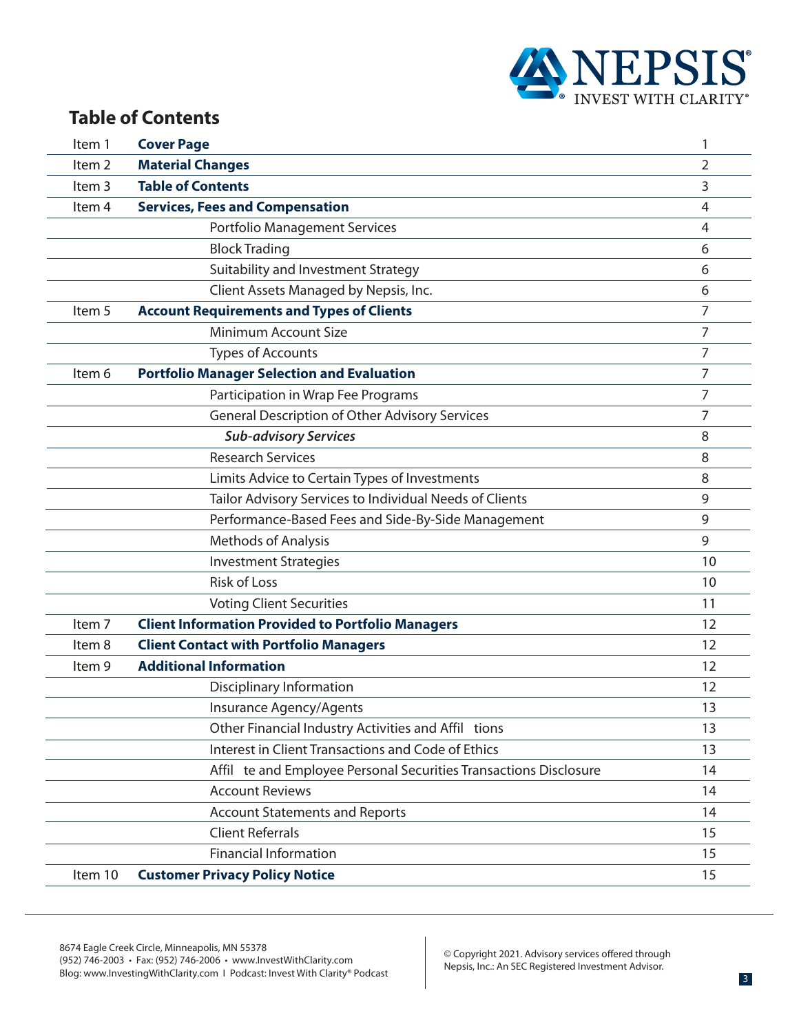## Table of Contents

| | | |
|---|---|---|
| Item 1 | **Cover Page** | 1 |
| Item 2 | **Material Changes** | 2 |
| Item 3 | **Table of Contents** | 3 |
| Item 4 | **Services, Fees and Compensation** | 4 |
| | Portfolio Management Services | 4 |
| | Block Trading | 6 |
| | Suitability and Investment Strategy | 6 |
| | Client Assets Managed by Nepsis, Inc. | 6 |
| Item 5 | **Account Requirements and Types of Clients** | 7 |
| | Minimum Account Size | 7 |
| | Types of Accounts | 7 |
| Item 6 | **Portfolio Manager Selection and Evaluation** | 7 |
| | Participation in Wrap Fee Programs | 7 |
| | General Description of Other Advisory Services | 7 |
| | ***Sub-advisory Services*** | 8 |
| | Research Services | 8 |
| | Limits Advice to Certain Types of Investments | 8 |
| | Tailor Advisory Services to Individual Needs of Clients | 9 |
| | Performance-Based Fees and Side-By-Side Management | 9 |
| | Methods of Analysis | 9 |
| | Investment Strategies | 10 |
| | Risk of Loss | 10 |
| | Voting Client Securities | 11 |
| Item 7 | **Client Information Provided to Portfolio Managers** | 12 |
| Item 8 | **Client Contact with Portfolio Managers** | 12 |
| Item 9 | **Additional Information** | 12 |
| | Disciplinary Information | 12 |
| | Insurance Agency/Agents | 13 |
| | Other Financial Industry Activities and Affil tions | 13 |
| | Interest in Client Transactions and Code of Ethics | 13 |
| | Affil te and Employee Personal Securities Transactions Disclosure | 14 |
| | Account Reviews | 14 |
| | Account Statements and Reports | 14 |
| | Client Referrals | 15 |
| | Financial Information | 15 |
| Item 10 | **Customer Privacy Policy Notice** | 15 |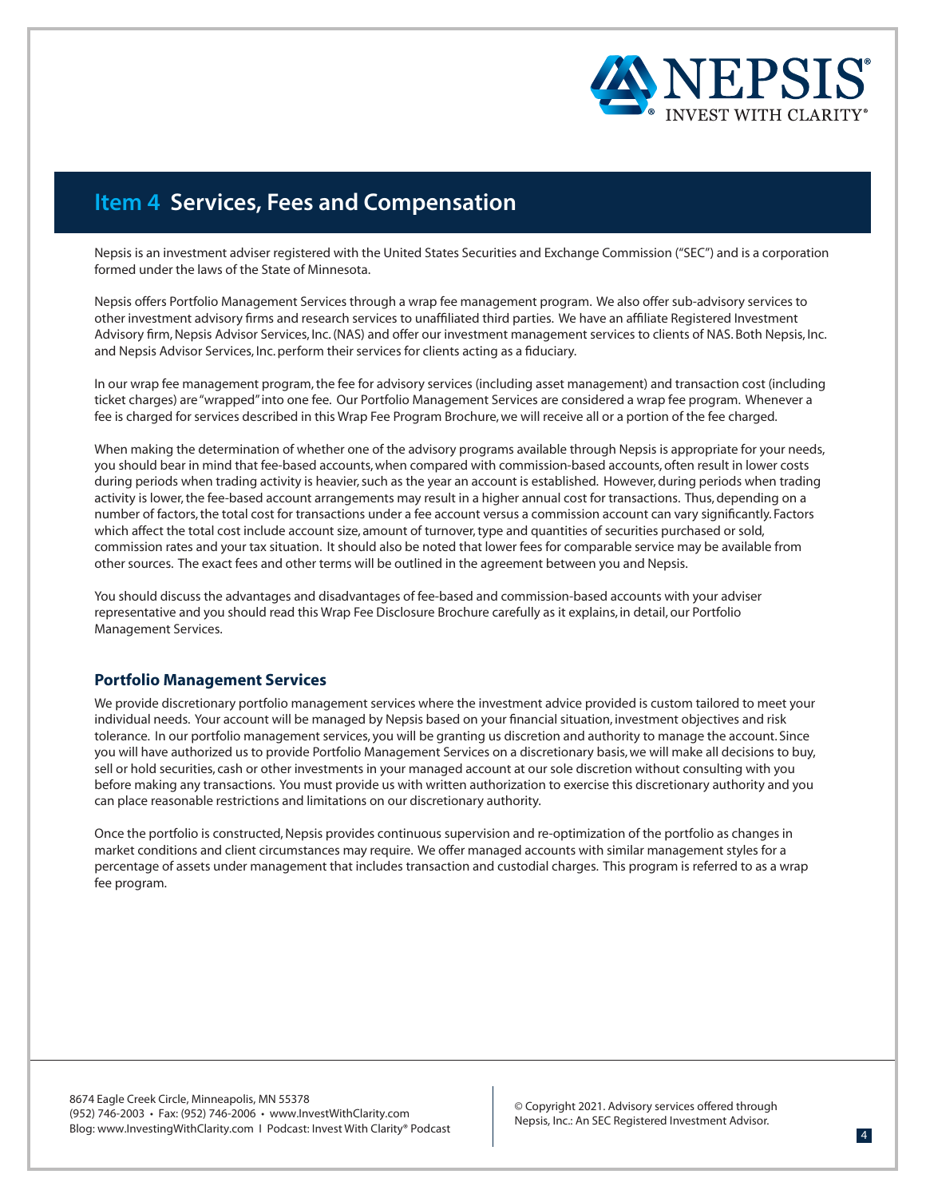## Item 4 Services, Fees and Compensation

Nepsis is an investment adviser registered with the United States Securities and Exchange Commission ("SEC") and is a corporation formed under the laws of the State of Minnesota.

Nepsis offers Portfolio Management Services through a wrap fee management program. We also offer sub-advisory services to other investment advisory firms and research services to unaffiliated third parties. We have an affiliate Registered Investment Advisory firm, Nepsis Advisor Services, Inc. (NAS) and offer our investment management services to clients of NAS. Both Nepsis, Inc. and Nepsis Advisor Services, Inc. perform their services for clients acting as a fiduciary.

In our wrap fee management program, the fee for advisory services (including asset management) and transaction cost (including ticket charges) are "wrapped" into one fee. Our Portfolio Management Services are considered a wrap fee program. Whenever a fee is charged for services described in this Wrap Fee Program Brochure, we will receive all or a portion of the fee charged.

When making the determination of whether one of the advisory programs available through Nepsis is appropriate for your needs, you should bear in mind that fee-based accounts, when compared with commission-based accounts, often result in lower costs during periods when trading activity is heavier, such as the year an account is established. However, during periods when trading activity is lower, the fee-based account arrangements may result in a higher annual cost for transactions. Thus, depending on a number of factors, the total cost for transactions under a fee account versus a commission account can vary significantly. Factors which affect the total cost include account size, amount of turnover, type and quantities of securities purchased or sold, commission rates and your tax situation. It should also be noted that lower fees for comparable service may be available from other sources. The exact fees and other terms will be outlined in the agreement between you and Nepsis.

You should discuss the advantages and disadvantages of fee-based and commission-based accounts with your adviser representative and you should read this Wrap Fee Disclosure Brochure carefully as it explains, in detail, our Portfolio Management Services.

### Portfolio Management Services

We provide discretionary portfolio management services where the investment advice provided is custom tailored to meet your individual needs. Your account will be managed by Nepsis based on your financial situation, investment objectives and risk tolerance. In our portfolio management services, you will be granting us discretion and authority to manage the account. Since you will have authorized us to provide Portfolio Management Services on a discretionary basis, we will make all decisions to buy, sell or hold securities, cash or other investments in your managed account at our sole discretion without consulting with you before making any transactions. You must provide us with written authorization to exercise this discretionary authority and you can place reasonable restrictions and limitations on our discretionary authority.

Once the portfolio is constructed, Nepsis provides continuous supervision and re-optimization of the portfolio as changes in market conditions and client circumstances may require. We offer managed accounts with similar management styles for a percentage of assets under management that includes transaction and custodial charges. This program is referred to as a wrap fee program.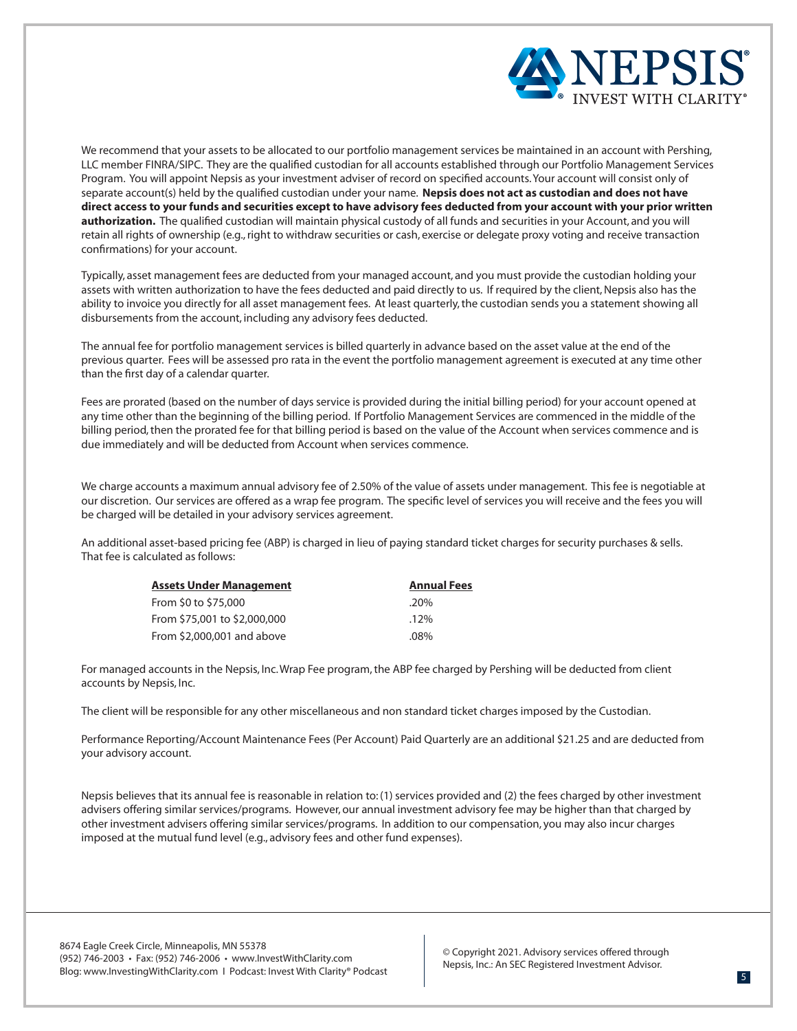We recommend that your assets to be allocated to our portfolio management services be maintained in an account with Pershing, LLC member FINRA/SIPC. They are the qualified custodian for all accounts established through our Portfolio Management Services Program. You will appoint Nepsis as your investment adviser of record on specified accounts. Your account will consist only of separate account(s) held by the qualified custodian under your name. **Nepsis does not act as custodian and does not have direct access to your funds and securities except to have advisory fees deducted from your account with your prior written authorization.** The qualified custodian will maintain physical custody of all funds and securities in your Account, and you will retain all rights of ownership (e.g., right to withdraw securities or cash, exercise or delegate proxy voting and receive transaction confirmations) for your account.

Typically, asset management fees are deducted from your managed account, and you must provide the custodian holding your assets with written authorization to have the fees deducted and paid directly to us. If required by the client, Nepsis also has the ability to invoice you directly for all asset management fees. At least quarterly, the custodian sends you a statement showing all disbursements from the account, including any advisory fees deducted.

The annual fee for portfolio management services is billed quarterly in advance based on the asset value at the end of the previous quarter. Fees will be assessed pro rata in the event the portfolio management agreement is executed at any time other than the first day of a calendar quarter.

Fees are prorated (based on the number of days service is provided during the initial billing period) for your account opened at any time other than the beginning of the billing period. If Portfolio Management Services are commenced in the middle of the billing period, then the prorated fee for that billing period is based on the value of the Account when services commence and is due immediately and will be deducted from Account when services commence.

We charge accounts a maximum annual advisory fee of 2.50% of the value of assets under management. This fee is negotiable at our discretion. Our services are offered as a wrap fee program. The specific level of services you will receive and the fees you will be charged will be detailed in your advisory services agreement.

An additional asset-based pricing fee (ABP) is charged in lieu of paying standard ticket charges for security purchases & sells. That fee is calculated as follows:

| Assets Under Management | Annual Fees |
|---|---|
| From $0 to $75,000 | .20% |
| From $75,001 to $2,000,000 | .12% |
| From $2,000,001 and above | .08% |

For managed accounts in the Nepsis, Inc. Wrap Fee program, the ABP fee charged by Pershing will be deducted from client accounts by Nepsis, Inc.

The client will be responsible for any other miscellaneous and non standard ticket charges imposed by the Custodian.

Performance Reporting/Account Maintenance Fees (Per Account) Paid Quarterly are an additional $21.25 and are deducted from your advisory account.

Nepsis believes that its annual fee is reasonable in relation to: (1) services provided and (2) the fees charged by other investment advisers offering similar services/programs. However, our annual investment advisory fee may be higher than that charged by other investment advisers offering similar services/programs. In addition to our compensation, you may also incur charges imposed at the mutual fund level (e.g., advisory fees and other fund expenses).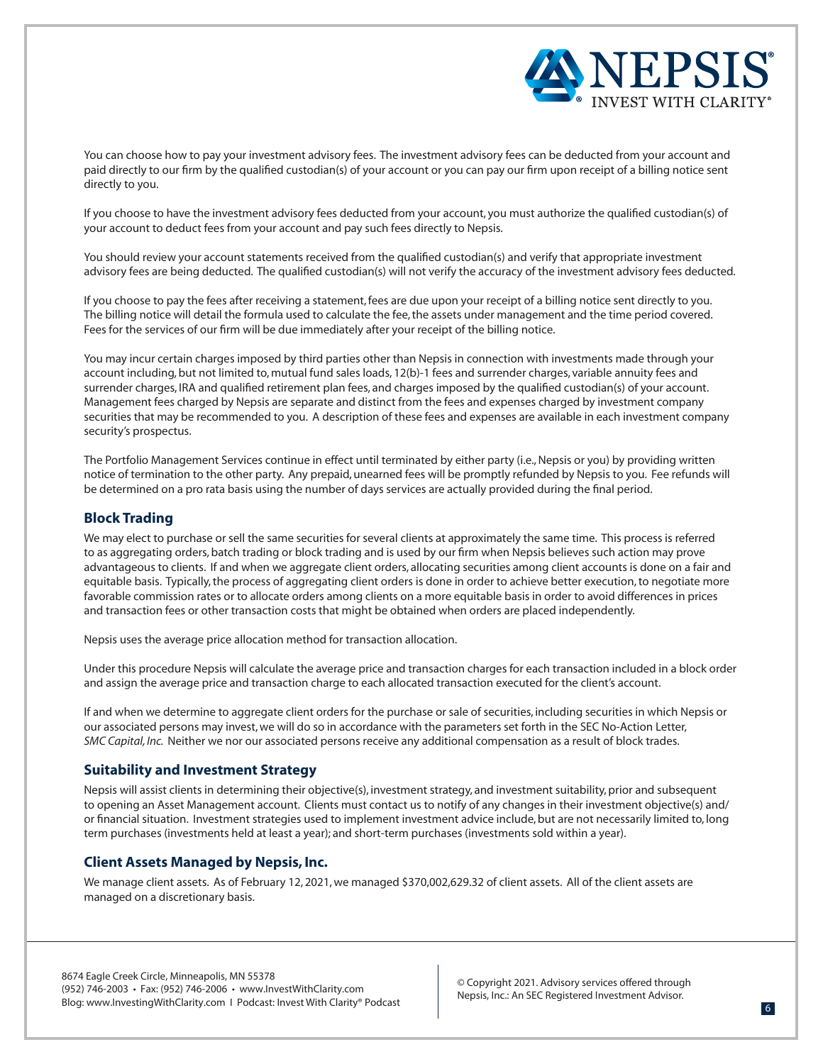You can choose how to pay your investment advisory fees. The investment advisory fees can be deducted from your account and paid directly to our firm by the qualified custodian(s) of your account or you can pay our firm upon receipt of a billing notice sent directly to you.

If you choose to have the investment advisory fees deducted from your account, you must authorize the qualified custodian(s) of your account to deduct fees from your account and pay such fees directly to Nepsis.

You should review your account statements received from the qualified custodian(s) and verify that appropriate investment advisory fees are being deducted. The qualified custodian(s) will not verify the accuracy of the investment advisory fees deducted.

If you choose to pay the fees after receiving a statement, fees are due upon your receipt of a billing notice sent directly to you. The billing notice will detail the formula used to calculate the fee, the assets under management and the time period covered. Fees for the services of our firm will be due immediately after your receipt of the billing notice.

You may incur certain charges imposed by third parties other than Nepsis in connection with investments made through your account including, but not limited to, mutual fund sales loads, 12(b)-1 fees and surrender charges, variable annuity fees and surrender charges, IRA and qualified retirement plan fees, and charges imposed by the qualified custodian(s) of your account. Management fees charged by Nepsis are separate and distinct from the fees and expenses charged by investment company securities that may be recommended to you. A description of these fees and expenses are available in each investment company security's prospectus.

The Portfolio Management Services continue in effect until terminated by either party (i.e., Nepsis or you) by providing written notice of termination to the other party. Any prepaid, unearned fees will be promptly refunded by Nepsis to you. Fee refunds will be determined on a pro rata basis using the number of days services are actually provided during the final period.

## Block Trading

We may elect to purchase or sell the same securities for several clients at approximately the same time. This process is referred to as aggregating orders, batch trading or block trading and is used by our firm when Nepsis believes such action may prove advantageous to clients. If and when we aggregate client orders, allocating securities among client accounts is done on a fair and equitable basis. Typically, the process of aggregating client orders is done in order to achieve better execution, to negotiate more favorable commission rates or to allocate orders among clients on a more equitable basis in order to avoid differences in prices and transaction fees or other transaction costs that might be obtained when orders are placed independently.

Nepsis uses the average price allocation method for transaction allocation.

Under this procedure Nepsis will calculate the average price and transaction charges for each transaction included in a block order and assign the average price and transaction charge to each allocated transaction executed for the client's account.

If and when we determine to aggregate client orders for the purchase or sale of securities, including securities in which Nepsis or our associated persons may invest, we will do so in accordance with the parameters set forth in the SEC No-Action Letter, *SMC Capital, Inc.* Neither we nor our associated persons receive any additional compensation as a result of block trades.

## Suitability and Investment Strategy

Nepsis will assist clients in determining their objective(s), investment strategy, and investment suitability, prior and subsequent to opening an Asset Management account. Clients must contact us to notify of any changes in their investment objective(s) and/or financial situation. Investment strategies used to implement investment advice include, but are not necessarily limited to, long term purchases (investments held at least a year); and short-term purchases (investments sold within a year).

## Client Assets Managed by Nepsis, Inc.

We manage client assets. As of February 12, 2021, we managed $370,002,629.32 of client assets. All of the client assets are managed on a discretionary basis.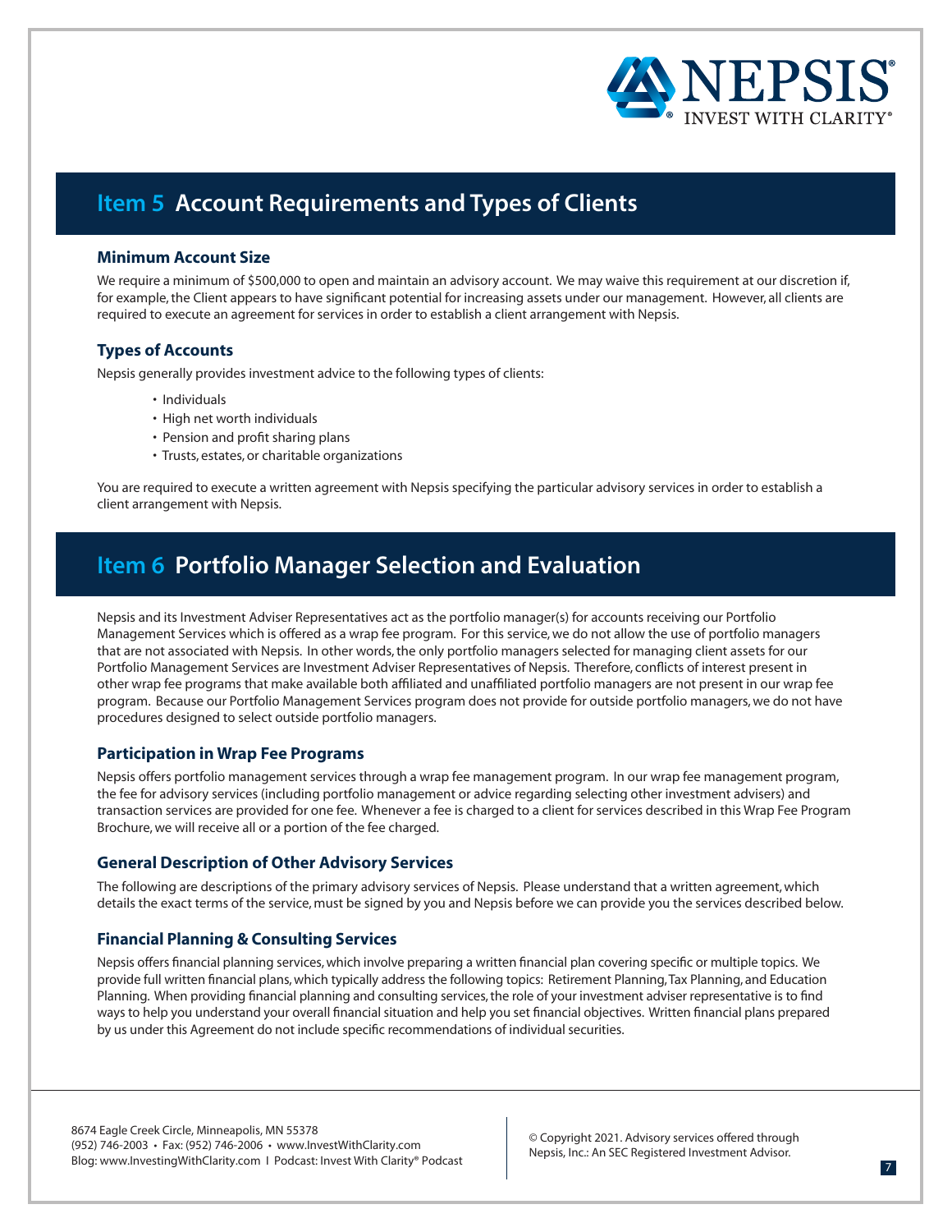## Item 5 Account Requirements and Types of Clients

### Minimum Account Size

We require a minimum of $500,000 to open and maintain an advisory account. We may waive this requirement at our discretion if, for example, the Client appears to have significant potential for increasing assets under our management. However, all clients are required to execute an agreement for services in order to establish a client arrangement with Nepsis.

### Types of Accounts

Nepsis generally provides investment advice to the following types of clients:

- Individuals
- High net worth individuals
- Pension and profit sharing plans
- Trusts, estates, or charitable organizations

You are required to execute a written agreement with Nepsis specifying the particular advisory services in order to establish a client arrangement with Nepsis.

## Item 6 Portfolio Manager Selection and Evaluation

Nepsis and its Investment Adviser Representatives act as the portfolio manager(s) for accounts receiving our Portfolio Management Services which is offered as a wrap fee program. For this service, we do not allow the use of portfolio managers that are not associated with Nepsis. In other words, the only portfolio managers selected for managing client assets for our Portfolio Management Services are Investment Adviser Representatives of Nepsis. Therefore, conflicts of interest present in other wrap fee programs that make available both affiliated and unaffiliated portfolio managers are not present in our wrap fee program. Because our Portfolio Management Services program does not provide for outside portfolio managers, we do not have procedures designed to select outside portfolio managers.

### Participation in Wrap Fee Programs

Nepsis offers portfolio management services through a wrap fee management program. In our wrap fee management program, the fee for advisory services (including portfolio management or advice regarding selecting other investment advisers) and transaction services are provided for one fee. Whenever a fee is charged to a client for services described in this Wrap Fee Program Brochure, we will receive all or a portion of the fee charged.

### General Description of Other Advisory Services

The following are descriptions of the primary advisory services of Nepsis. Please understand that a written agreement, which details the exact terms of the service, must be signed by you and Nepsis before we can provide you the services described below.

### Financial Planning & Consulting Services

Nepsis offers financial planning services, which involve preparing a written financial plan covering specific or multiple topics. We provide full written financial plans, which typically address the following topics: Retirement Planning, Tax Planning, and Education Planning. When providing financial planning and consulting services, the role of your investment adviser representative is to find ways to help you understand your overall financial situation and help you set financial objectives. Written financial plans prepared by us under this Agreement do not include specific recommendations of individual securities.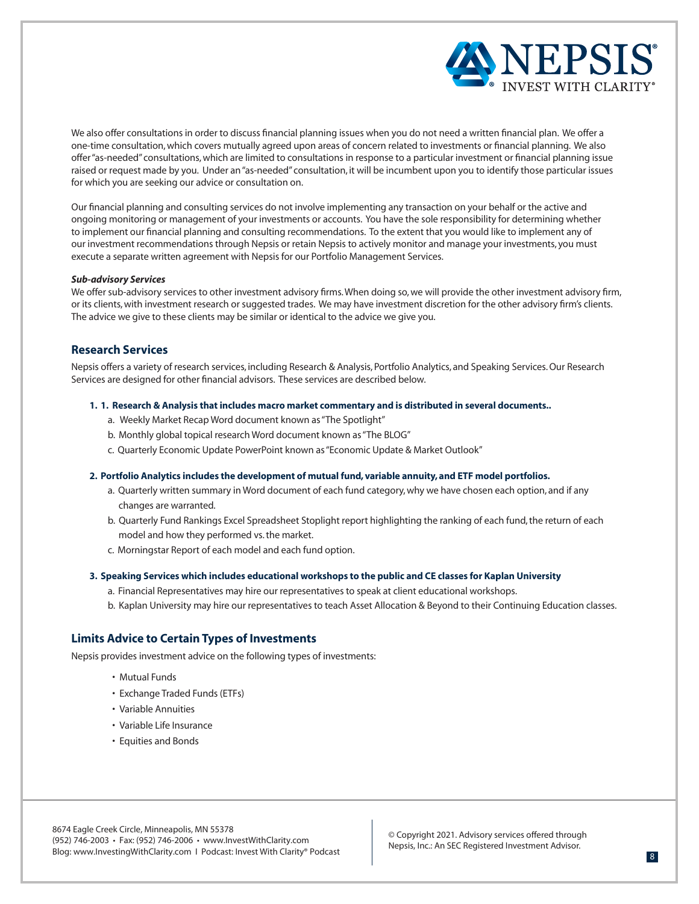We also offer consultations in order to discuss financial planning issues when you do not need a written financial plan. We offer a one-time consultation, which covers mutually agreed upon areas of concern related to investments or financial planning. We also offer "as-needed" consultations, which are limited to consultations in response to a particular investment or financial planning issue raised or request made by you. Under an "as-needed" consultation, it will be incumbent upon you to identify those particular issues for which you are seeking our advice or consultation on.

Our financial planning and consulting services do not involve implementing any transaction on your behalf or the active and ongoing monitoring or management of your investments or accounts. You have the sole responsibility for determining whether to implement our financial planning and consulting recommendations. To the extent that you would like to implement any of our investment recommendations through Nepsis or retain Nepsis to actively monitor and manage your investments, you must execute a separate written agreement with Nepsis for our Portfolio Management Services.

***Sub-advisory Services***

We offer sub-advisory services to other investment advisory firms. When doing so, we will provide the other investment advisory firm, or its clients, with investment research or suggested trades. We may have investment discretion for the other advisory firm's clients. The advice we give to these clients may be similar or identical to the advice we give you.

## Research Services

Nepsis offers a variety of research services, including Research & Analysis, Portfolio Analytics, and Speaking Services. Our Research Services are designed for other financial advisors. These services are described below.

**1. 1. Research & Analysis that includes macro market commentary and is distributed in several documents..**

- a. Weekly Market Recap Word document known as "The Spotlight"
- b. Monthly global topical research Word document known as "The BLOG"
- c. Quarterly Economic Update PowerPoint known as "Economic Update & Market Outlook"

**2. Portfolio Analytics includes the development of mutual fund, variable annuity, and ETF model portfolios.**

- a. Quarterly written summary in Word document of each fund category, why we have chosen each option, and if any changes are warranted.
- b. Quarterly Fund Rankings Excel Spreadsheet Stoplight report highlighting the ranking of each fund, the return of each model and how they performed vs. the market.
- c. Morningstar Report of each model and each fund option.

**3. Speaking Services which includes educational workshops to the public and CE classes for Kaplan University**

- a. Financial Representatives may hire our representatives to speak at client educational workshops.
- b. Kaplan University may hire our representatives to teach Asset Allocation & Beyond to their Continuing Education classes.

## Limits Advice to Certain Types of Investments

Nepsis provides investment advice on the following types of investments:

- Mutual Funds
- Exchange Traded Funds (ETFs)
- Variable Annuities
- Variable Life Insurance
- Equities and Bonds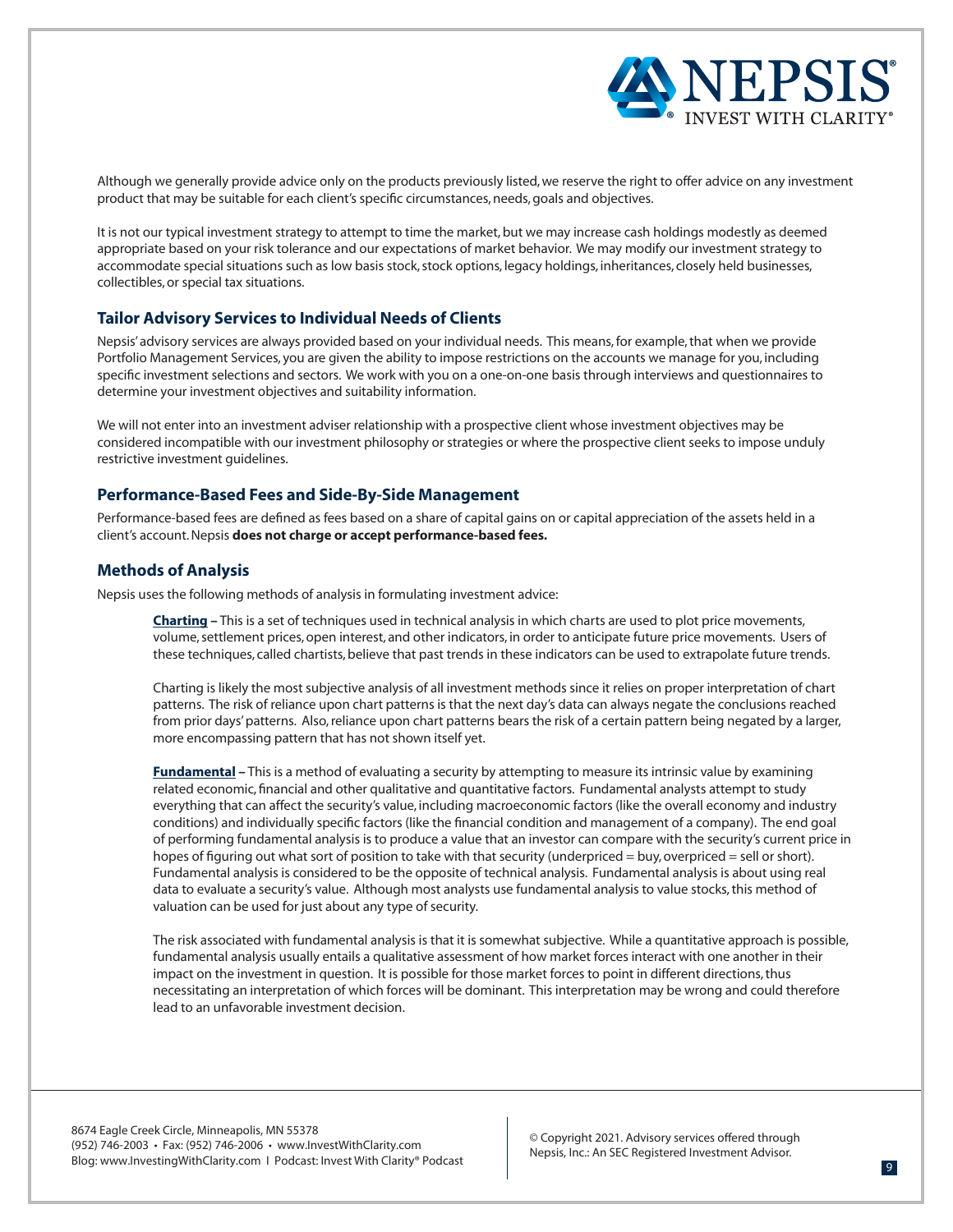Although we generally provide advice only on the products previously listed, we reserve the right to offer advice on any investment product that may be suitable for each client's specific circumstances, needs, goals and objectives.

It is not our typical investment strategy to attempt to time the market, but we may increase cash holdings modestly as deemed appropriate based on your risk tolerance and our expectations of market behavior. We may modify our investment strategy to accommodate special situations such as low basis stock, stock options, legacy holdings, inheritances, closely held businesses, collectibles, or special tax situations.

## Tailor Advisory Services to Individual Needs of Clients

Nepsis' advisory services are always provided based on your individual needs. This means, for example, that when we provide Portfolio Management Services, you are given the ability to impose restrictions on the accounts we manage for you, including specific investment selections and sectors. We work with you on a one-on-one basis through interviews and questionnaires to determine your investment objectives and suitability information.

We will not enter into an investment adviser relationship with a prospective client whose investment objectives may be considered incompatible with our investment philosophy or strategies or where the prospective client seeks to impose unduly restrictive investment guidelines.

## Performance-Based Fees and Side-By-Side Management

Performance-based fees are defined as fees based on a share of capital gains on or capital appreciation of the assets held in a client's account. Nepsis **does not charge or accept performance-based fees.**

## Methods of Analysis

Nepsis uses the following methods of analysis in formulating investment advice:

**Charting –** This is a set of techniques used in technical analysis in which charts are used to plot price movements, volume, settlement prices, open interest, and other indicators, in order to anticipate future price movements. Users of these techniques, called chartists, believe that past trends in these indicators can be used to extrapolate future trends.

Charting is likely the most subjective analysis of all investment methods since it relies on proper interpretation of chart patterns. The risk of reliance upon chart patterns is that the next day's data can always negate the conclusions reached from prior days' patterns. Also, reliance upon chart patterns bears the risk of a certain pattern being negated by a larger, more encompassing pattern that has not shown itself yet.

**Fundamental –** This is a method of evaluating a security by attempting to measure its intrinsic value by examining related economic, financial and other qualitative and quantitative factors. Fundamental analysts attempt to study everything that can affect the security's value, including macroeconomic factors (like the overall economy and industry conditions) and individually specific factors (like the financial condition and management of a company). The end goal of performing fundamental analysis is to produce a value that an investor can compare with the security's current price in hopes of figuring out what sort of position to take with that security (underpriced = buy, overpriced = sell or short). Fundamental analysis is considered to be the opposite of technical analysis. Fundamental analysis is about using real data to evaluate a security's value. Although most analysts use fundamental analysis to value stocks, this method of valuation can be used for just about any type of security.

The risk associated with fundamental analysis is that it is somewhat subjective. While a quantitative approach is possible, fundamental analysis usually entails a qualitative assessment of how market forces interact with one another in their impact on the investment in question. It is possible for those market forces to point in different directions, thus necessitating an interpretation of which forces will be dominant. This interpretation may be wrong and could therefore lead to an unfavorable investment decision.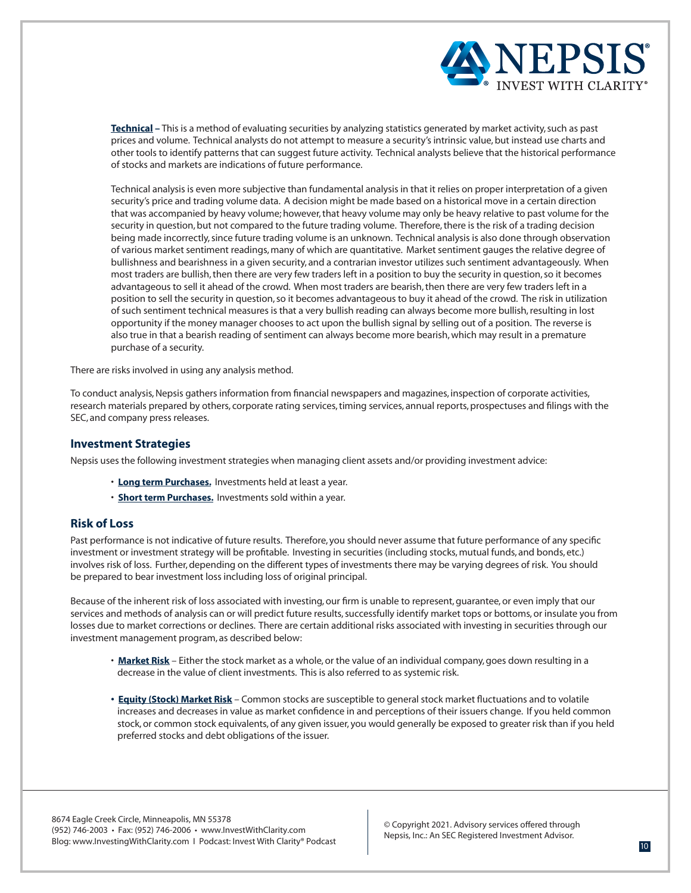**Technical** – This is a method of evaluating securities by analyzing statistics generated by market activity, such as past prices and volume. Technical analysts do not attempt to measure a security's intrinsic value, but instead use charts and other tools to identify patterns that can suggest future activity. Technical analysts believe that the historical performance of stocks and markets are indications of future performance.

Technical analysis is even more subjective than fundamental analysis in that it relies on proper interpretation of a given security's price and trading volume data. A decision might be made based on a historical move in a certain direction that was accompanied by heavy volume; however, that heavy volume may only be heavy relative to past volume for the security in question, but not compared to the future trading volume. Therefore, there is the risk of a trading decision being made incorrectly, since future trading volume is an unknown. Technical analysis is also done through observation of various market sentiment readings, many of which are quantitative. Market sentiment gauges the relative degree of bullishness and bearishness in a given security, and a contrarian investor utilizes such sentiment advantageously. When most traders are bullish, then there are very few traders left in a position to buy the security in question, so it becomes advantageous to sell it ahead of the crowd. When most traders are bearish, then there are very few traders left in a position to sell the security in question, so it becomes advantageous to buy it ahead of the crowd. The risk in utilization of such sentiment technical measures is that a very bullish reading can always become more bullish, resulting in lost opportunity if the money manager chooses to act upon the bullish signal by selling out of a position. The reverse is also true in that a bearish reading of sentiment can always become more bearish, which may result in a premature purchase of a security.

There are risks involved in using any analysis method.

To conduct analysis, Nepsis gathers information from financial newspapers and magazines, inspection of corporate activities, research materials prepared by others, corporate rating services, timing services, annual reports, prospectuses and filings with the SEC, and company press releases.

## Investment Strategies

Nepsis uses the following investment strategies when managing client assets and/or providing investment advice:

- **Long term Purchases.** Investments held at least a year.
- **Short term Purchases.** Investments sold within a year.

## Risk of Loss

Past performance is not indicative of future results. Therefore, you should never assume that future performance of any specific investment or investment strategy will be profitable. Investing in securities (including stocks, mutual funds, and bonds, etc.) involves risk of loss. Further, depending on the different types of investments there may be varying degrees of risk. You should be prepared to bear investment loss including loss of original principal.

Because of the inherent risk of loss associated with investing, our firm is unable to represent, guarantee, or even imply that our services and methods of analysis can or will predict future results, successfully identify market tops or bottoms, or insulate you from losses due to market corrections or declines. There are certain additional risks associated with investing in securities through our investment management program, as described below:

- **Market Risk** – Either the stock market as a whole, or the value of an individual company, goes down resulting in a decrease in the value of client investments. This is also referred to as systemic risk.
- **Equity (Stock) Market Risk** – Common stocks are susceptible to general stock market fluctuations and to volatile increases and decreases in value as market confidence in and perceptions of their issuers change. If you held common stock, or common stock equivalents, of any given issuer, you would generally be exposed to greater risk than if you held preferred stocks and debt obligations of the issuer.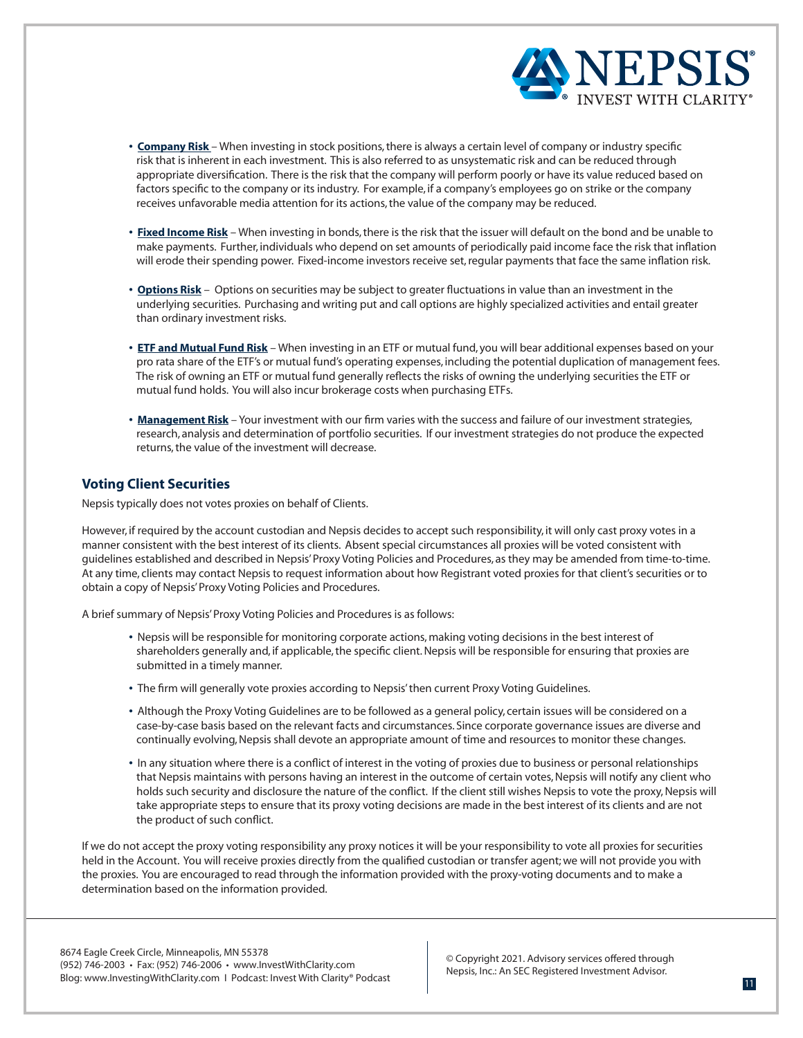- **Company Risk** – When investing in stock positions, there is always a certain level of company or industry specific risk that is inherent in each investment. This is also referred to as unsystematic risk and can be reduced through appropriate diversification. There is the risk that the company will perform poorly or have its value reduced based on factors specific to the company or its industry. For example, if a company's employees go on strike or the company receives unfavorable media attention for its actions, the value of the company may be reduced.

- **Fixed Income Risk** – When investing in bonds, there is the risk that the issuer will default on the bond and be unable to make payments. Further, individuals who depend on set amounts of periodically paid income face the risk that inflation will erode their spending power. Fixed-income investors receive set, regular payments that face the same inflation risk.

- **Options Risk** – Options on securities may be subject to greater fluctuations in value than an investment in the underlying securities. Purchasing and writing put and call options are highly specialized activities and entail greater than ordinary investment risks.

- **ETF and Mutual Fund Risk** – When investing in an ETF or mutual fund, you will bear additional expenses based on your pro rata share of the ETF's or mutual fund's operating expenses, including the potential duplication of management fees. The risk of owning an ETF or mutual fund generally reflects the risks of owning the underlying securities the ETF or mutual fund holds. You will also incur brokerage costs when purchasing ETFs.

- **Management Risk** – Your investment with our firm varies with the success and failure of our investment strategies, research, analysis and determination of portfolio securities. If our investment strategies do not produce the expected returns, the value of the investment will decrease.

## Voting Client Securities

Nepsis typically does not votes proxies on behalf of Clients.

However, if required by the account custodian and Nepsis decides to accept such responsibility, it will only cast proxy votes in a manner consistent with the best interest of its clients. Absent special circumstances all proxies will be voted consistent with guidelines established and described in Nepsis' Proxy Voting Policies and Procedures, as they may be amended from time-to-time. At any time, clients may contact Nepsis to request information about how Registrant voted proxies for that client's securities or to obtain a copy of Nepsis' Proxy Voting Policies and Procedures.

A brief summary of Nepsis' Proxy Voting Policies and Procedures is as follows:

- Nepsis will be responsible for monitoring corporate actions, making voting decisions in the best interest of shareholders generally and, if applicable, the specific client. Nepsis will be responsible for ensuring that proxies are submitted in a timely manner.

- The firm will generally vote proxies according to Nepsis' then current Proxy Voting Guidelines.

- Although the Proxy Voting Guidelines are to be followed as a general policy, certain issues will be considered on a case-by-case basis based on the relevant facts and circumstances. Since corporate governance issues are diverse and continually evolving, Nepsis shall devote an appropriate amount of time and resources to monitor these changes.

- In any situation where there is a conflict of interest in the voting of proxies due to business or personal relationships that Nepsis maintains with persons having an interest in the outcome of certain votes, Nepsis will notify any client who holds such security and disclosure the nature of the conflict. If the client still wishes Nepsis to vote the proxy, Nepsis will take appropriate steps to ensure that its proxy voting decisions are made in the best interest of its clients and are not the product of such conflict.

If we do not accept the proxy voting responsibility any proxy notices it will be your responsibility to vote all proxies for securities held in the Account. You will receive proxies directly from the qualified custodian or transfer agent; we will not provide you with the proxies. You are encouraged to read through the information provided with the proxy-voting documents and to make a determination based on the information provided.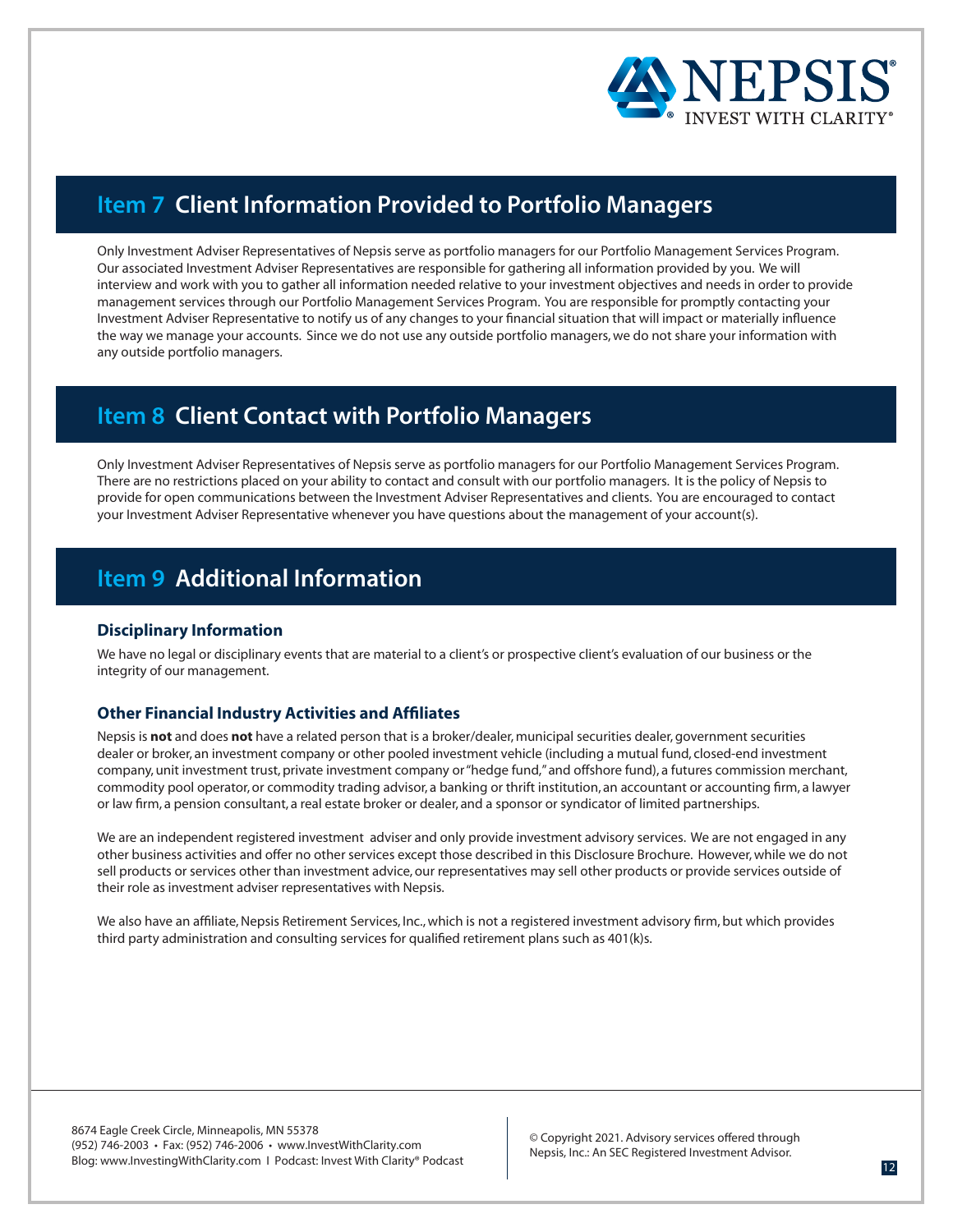## Item 7 Client Information Provided to Portfolio Managers

Only Investment Adviser Representatives of Nepsis serve as portfolio managers for our Portfolio Management Services Program. Our associated Investment Adviser Representatives are responsible for gathering all information provided by you. We will interview and work with you to gather all information needed relative to your investment objectives and needs in order to provide management services through our Portfolio Management Services Program. You are responsible for promptly contacting your Investment Adviser Representative to notify us of any changes to your financial situation that will impact or materially influence the way we manage your accounts. Since we do not use any outside portfolio managers, we do not share your information with any outside portfolio managers.

## Item 8 Client Contact with Portfolio Managers

Only Investment Adviser Representatives of Nepsis serve as portfolio managers for our Portfolio Management Services Program. There are no restrictions placed on your ability to contact and consult with our portfolio managers. It is the policy of Nepsis to provide for open communications between the Investment Adviser Representatives and clients. You are encouraged to contact your Investment Adviser Representative whenever you have questions about the management of your account(s).

## Item 9 Additional Information

### Disciplinary Information

We have no legal or disciplinary events that are material to a client's or prospective client's evaluation of our business or the integrity of our management.

### Other Financial Industry Activities and Affiliates

Nepsis is **not** and does **not** have a related person that is a broker/dealer, municipal securities dealer, government securities dealer or broker, an investment company or other pooled investment vehicle (including a mutual fund, closed-end investment company, unit investment trust, private investment company or "hedge fund," and offshore fund), a futures commission merchant, commodity pool operator, or commodity trading advisor, a banking or thrift institution, an accountant or accounting firm, a lawyer or law firm, a pension consultant, a real estate broker or dealer, and a sponsor or syndicator of limited partnerships.

We are an independent registered investment adviser and only provide investment advisory services. We are not engaged in any other business activities and offer no other services except those described in this Disclosure Brochure. However, while we do not sell products or services other than investment advice, our representatives may sell other products or provide services outside of their role as investment adviser representatives with Nepsis.

We also have an affiliate, Nepsis Retirement Services, Inc., which is not a registered investment advisory firm, but which provides third party administration and consulting services for qualified retirement plans such as 401(k)s.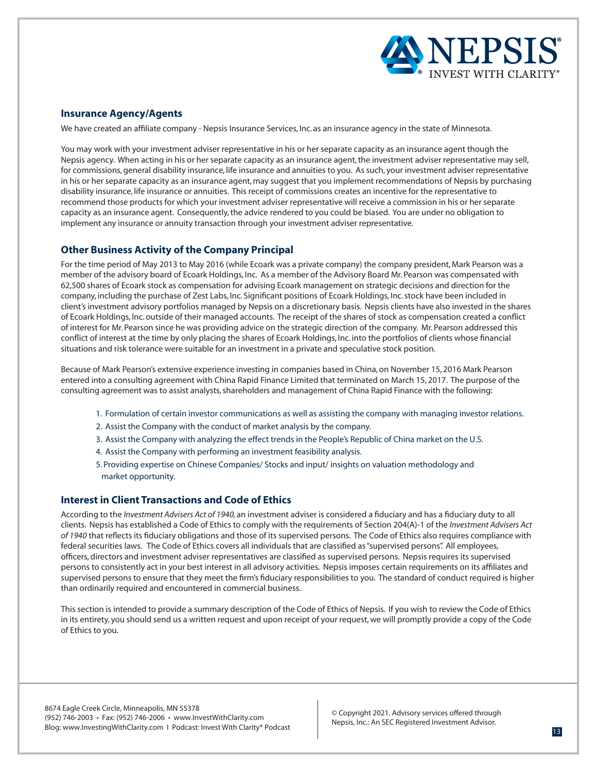## Insurance Agency/Agents

We have created an affiliate company - Nepsis Insurance Services, Inc. as an insurance agency in the state of Minnesota.

You may work with your investment adviser representative in his or her separate capacity as an insurance agent though the Nepsis agency. When acting in his or her separate capacity as an insurance agent, the investment adviser representative may sell, for commissions, general disability insurance, life insurance and annuities to you. As such, your investment adviser representative in his or her separate capacity as an insurance agent, may suggest that you implement recommendations of Nepsis by purchasing disability insurance, life insurance or annuities. This receipt of commissions creates an incentive for the representative to recommend those products for which your investment adviser representative will receive a commission in his or her separate capacity as an insurance agent. Consequently, the advice rendered to you could be biased. You are under no obligation to implement any insurance or annuity transaction through your investment adviser representative.

## Other Business Activity of the Company Principal

For the time period of May 2013 to May 2016 (while Ecoark was a private company) the company president, Mark Pearson was a member of the advisory board of Ecoark Holdings, Inc. As a member of the Advisory Board Mr. Pearson was compensated with 62,500 shares of Ecoark stock as compensation for advising Ecoark management on strategic decisions and direction for the company, including the purchase of Zest Labs, Inc. Significant positions of Ecoark Holdings, Inc. stock have been included in client's investment advisory portfolios managed by Nepsis on a discretionary basis. Nepsis clients have also invested in the shares of Ecoark Holdings, Inc. outside of their managed accounts. The receipt of the shares of stock as compensation created a conflict of interest for Mr. Pearson since he was providing advice on the strategic direction of the company. Mr. Pearson addressed this conflict of interest at the time by only placing the shares of Ecoark Holdings, Inc. into the portfolios of clients whose financial situations and risk tolerance were suitable for an investment in a private and speculative stock position.

Because of Mark Pearson's extensive experience investing in companies based in China, on November 15, 2016 Mark Pearson entered into a consulting agreement with China Rapid Finance Limited that terminated on March 15, 2017. The purpose of the consulting agreement was to assist analysts, shareholders and management of China Rapid Finance with the following:

1. Formulation of certain investor communications as well as assisting the company with managing investor relations.
2. Assist the Company with the conduct of market analysis by the company.
3. Assist the Company with analyzing the effect trends in the People's Republic of China market on the U.S.
4. Assist the Company with performing an investment feasibility analysis.
5. Providing expertise on Chinese Companies/ Stocks and input/ insights on valuation methodology and market opportunity.

## Interest in Client Transactions and Code of Ethics

According to the *Investment Advisers Act of 1940*, an investment adviser is considered a fiduciary and has a fiduciary duty to all clients. Nepsis has established a Code of Ethics to comply with the requirements of Section 204(A)-1 of the *Investment Advisers Act of 1940* that reflects its fiduciary obligations and those of its supervised persons. The Code of Ethics also requires compliance with federal securities laws. The Code of Ethics covers all individuals that are classified as "supervised persons". All employees, officers, directors and investment adviser representatives are classified as supervised persons. Nepsis requires its supervised persons to consistently act in your best interest in all advisory activities. Nepsis imposes certain requirements on its affiliates and supervised persons to ensure that they meet the firm's fiduciary responsibilities to you. The standard of conduct required is higher than ordinarily required and encountered in commercial business.

This section is intended to provide a summary description of the Code of Ethics of Nepsis. If you wish to review the Code of Ethics in its entirety, you should send us a written request and upon receipt of your request, we will promptly provide a copy of the Code of Ethics to you.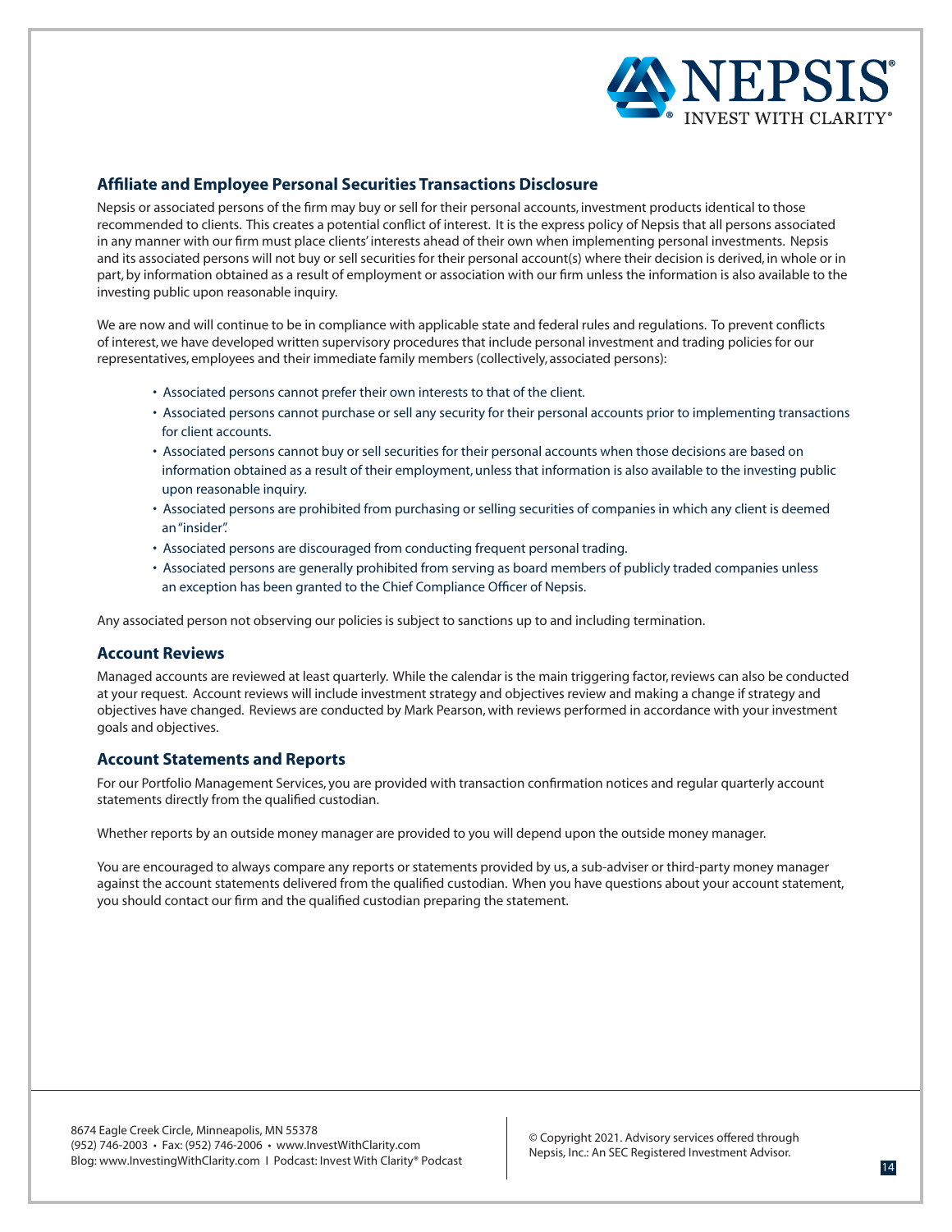## Affiliate and Employee Personal Securities Transactions Disclosure

Nepsis or associated persons of the firm may buy or sell for their personal accounts, investment products identical to those recommended to clients. This creates a potential conflict of interest. It is the express policy of Nepsis that all persons associated in any manner with our firm must place clients' interests ahead of their own when implementing personal investments. Nepsis and its associated persons will not buy or sell securities for their personal account(s) where their decision is derived, in whole or in part, by information obtained as a result of employment or association with our firm unless the information is also available to the investing public upon reasonable inquiry.

We are now and will continue to be in compliance with applicable state and federal rules and regulations. To prevent conflicts of interest, we have developed written supervisory procedures that include personal investment and trading policies for our representatives, employees and their immediate family members (collectively, associated persons):

- Associated persons cannot prefer their own interests to that of the client.
- Associated persons cannot purchase or sell any security for their personal accounts prior to implementing transactions for client accounts.
- Associated persons cannot buy or sell securities for their personal accounts when those decisions are based on information obtained as a result of their employment, unless that information is also available to the investing public upon reasonable inquiry.
- Associated persons are prohibited from purchasing or selling securities of companies in which any client is deemed an "insider".
- Associated persons are discouraged from conducting frequent personal trading.
- Associated persons are generally prohibited from serving as board members of publicly traded companies unless an exception has been granted to the Chief Compliance Officer of Nepsis.

Any associated person not observing our policies is subject to sanctions up to and including termination.

## Account Reviews

Managed accounts are reviewed at least quarterly. While the calendar is the main triggering factor, reviews can also be conducted at your request. Account reviews will include investment strategy and objectives review and making a change if strategy and objectives have changed. Reviews are conducted by Mark Pearson, with reviews performed in accordance with your investment goals and objectives.

## Account Statements and Reports

For our Portfolio Management Services, you are provided with transaction confirmation notices and regular quarterly account statements directly from the qualified custodian.

Whether reports by an outside money manager are provided to you will depend upon the outside money manager.

You are encouraged to always compare any reports or statements provided by us, a sub-adviser or third-party money manager against the account statements delivered from the qualified custodian. When you have questions about your account statement, you should contact our firm and the qualified custodian preparing the statement.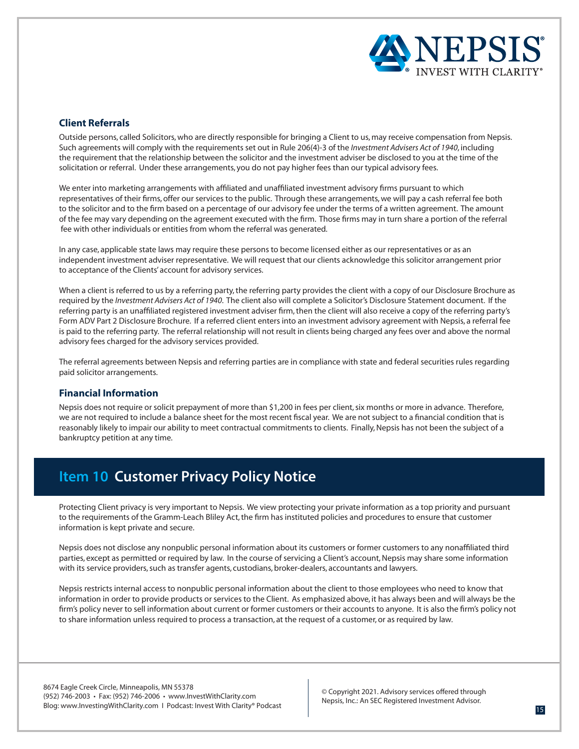### Client Referrals

Outside persons, called Solicitors, who are directly responsible for bringing a Client to us, may receive compensation from Nepsis. Such agreements will comply with the requirements set out in Rule 206(4)-3 of the *Investment Advisers Act of 1940*, including the requirement that the relationship between the solicitor and the investment adviser be disclosed to you at the time of the solicitation or referral. Under these arrangements, you do not pay higher fees than our typical advisory fees.

We enter into marketing arrangements with affiliated and unaffiliated investment advisory firms pursuant to which representatives of their firms, offer our services to the public. Through these arrangements, we will pay a cash referral fee both to the solicitor and to the firm based on a percentage of our advisory fee under the terms of a written agreement. The amount of the fee may vary depending on the agreement executed with the firm. Those firms may in turn share a portion of the referral fee with other individuals or entities from whom the referral was generated.

In any case, applicable state laws may require these persons to become licensed either as our representatives or as an independent investment adviser representative. We will request that our clients acknowledge this solicitor arrangement prior to acceptance of the Clients' account for advisory services.

When a client is referred to us by a referring party, the referring party provides the client with a copy of our Disclosure Brochure as required by the *Investment Advisers Act of 1940*. The client also will complete a Solicitor's Disclosure Statement document. If the referring party is an unaffiliated registered investment adviser firm, then the client will also receive a copy of the referring party's Form ADV Part 2 Disclosure Brochure. If a referred client enters into an investment advisory agreement with Nepsis, a referral fee is paid to the referring party. The referral relationship will not result in clients being charged any fees over and above the normal advisory fees charged for the advisory services provided.

The referral agreements between Nepsis and referring parties are in compliance with state and federal securities rules regarding paid solicitor arrangements.

### Financial Information

Nepsis does not require or solicit prepayment of more than $1,200 in fees per client, six months or more in advance. Therefore, we are not required to include a balance sheet for the most recent fiscal year. We are not subject to a financial condition that is reasonably likely to impair our ability to meet contractual commitments to clients. Finally, Nepsis has not been the subject of a bankruptcy petition at any time.

## Item 10 Customer Privacy Policy Notice

Protecting Client privacy is very important to Nepsis. We view protecting your private information as a top priority and pursuant to the requirements of the Gramm-Leach Bliley Act, the firm has instituted policies and procedures to ensure that customer information is kept private and secure.

Nepsis does not disclose any nonpublic personal information about its customers or former customers to any nonaffiliated third parties, except as permitted or required by law. In the course of servicing a Client's account, Nepsis may share some information with its service providers, such as transfer agents, custodians, broker-dealers, accountants and lawyers.

Nepsis restricts internal access to nonpublic personal information about the client to those employees who need to know that information in order to provide products or services to the Client. As emphasized above, it has always been and will always be the firm's policy never to sell information about current or former customers or their accounts to anyone. It is also the firm's policy not to share information unless required to process a transaction, at the request of a customer, or as required by law.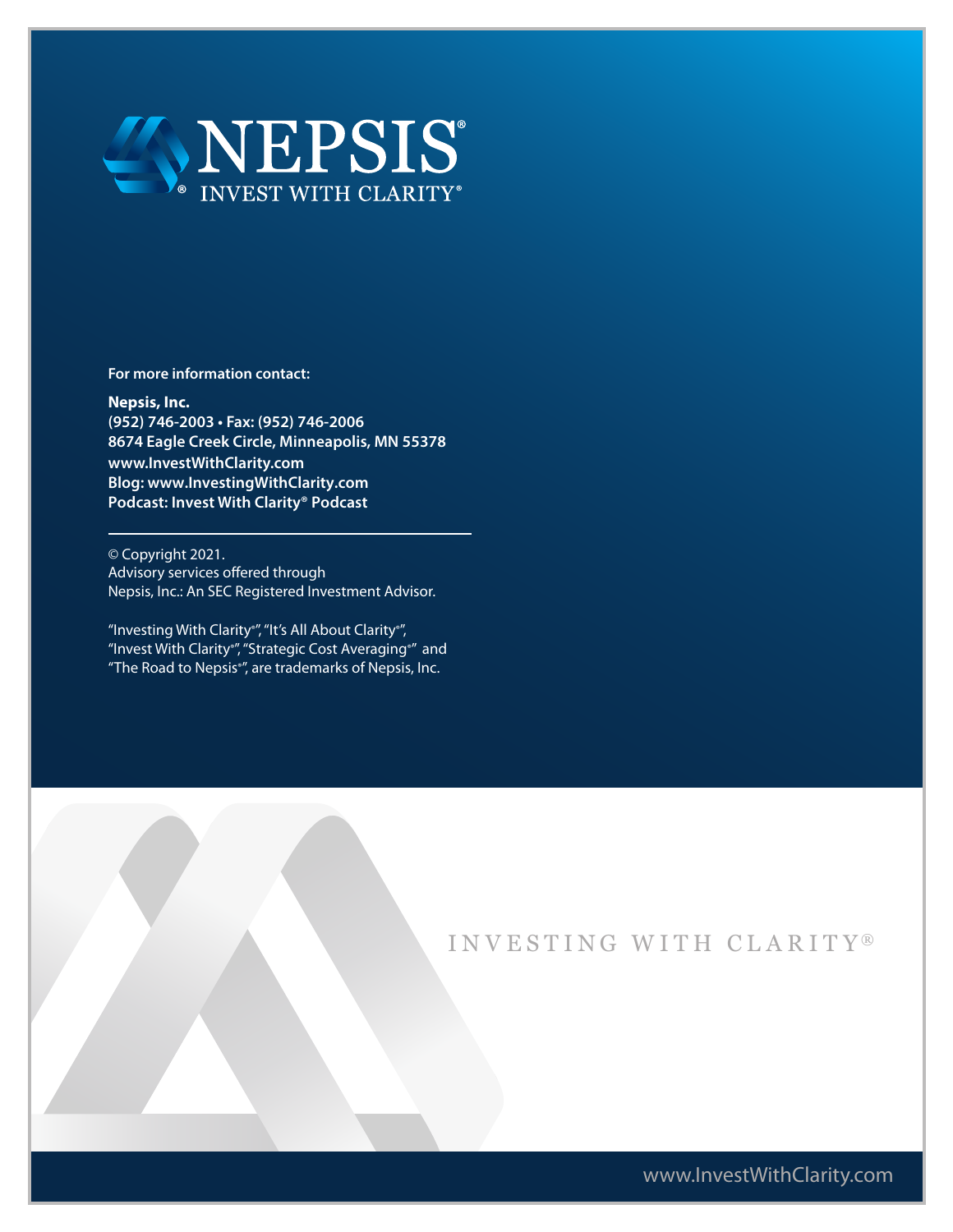NEPSIS®

® INVEST WITH CLARITY®

**For more information contact:**

**Nepsis, Inc.**
**(952) 746-2003 • Fax: (952) 746-2006**
**8674 Eagle Creek Circle, Minneapolis, MN 55378**
**www.InvestWithClarity.com**
**Blog: www.InvestingWithClarity.com**
**Podcast: Invest With Clarity® Podcast**

© Copyright 2021.
Advisory services offered through
Nepsis, Inc.: An SEC Registered Investment Advisor.

"Investing With Clarity®", "It's All About Clarity®", "Invest With Clarity®", "Strategic Cost Averaging®" and "The Road to Nepsis®", are trademarks of Nepsis, Inc.

INVESTING WITH CLARITY®

www.InvestWithClarity.com